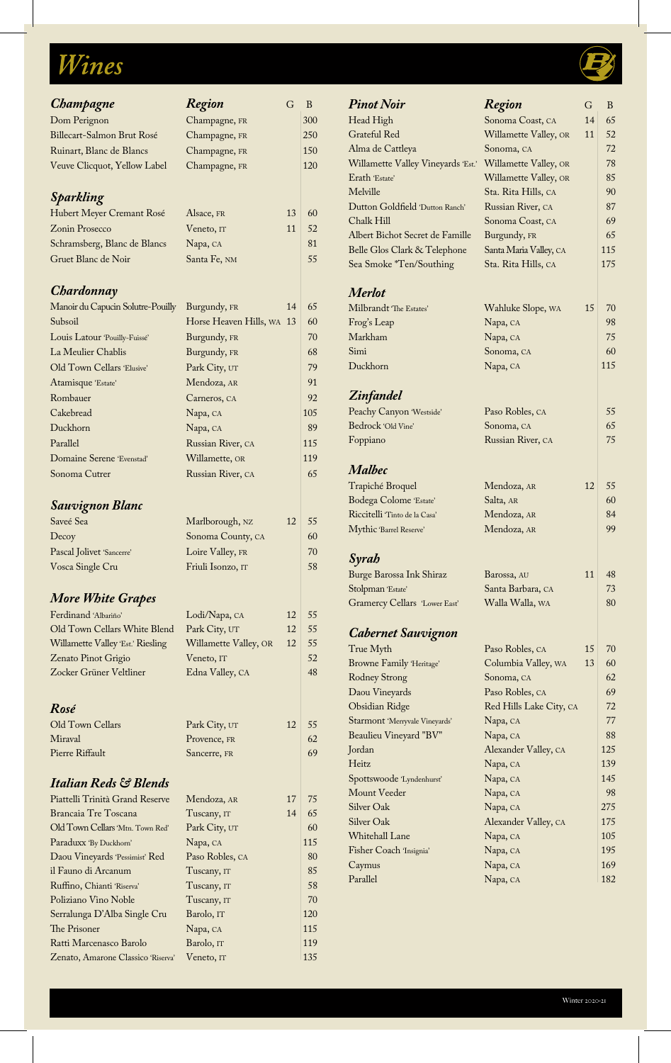# Wines

## Champagne

| Champagne | Region | G | B |
|---|---|---|---|
| Dom Perignon | Champagne, FR | | 300 |
| Billecart-Salmon Brut Rosé | Champagne, FR | | 250 |
| Ruinart, Blanc de Blancs | Champagne, FR | | 150 |
| Veuve Clicquot, Yellow Label | Champagne, FR | | 120 |

## Sparkling

| Sparkling | Region | G | B |
|---|---|---|---|
| Hubert Meyer Cremant Rosé | Alsace, FR | 13 | 60 |
| Zonin Prosecco | Veneto, IT | 11 | 52 |
| Schramsberg, Blanc de Blancs | Napa, CA | | 81 |
| Gruet Blanc de Noir | Santa Fe, NM | | 55 |

## Chardonnay

| Chardonnay | Region | G | B |
|---|---|---|---|
| Manoir du Capucin Solutre-Pouilly | Burgundy, FR | 14 | 65 |
| Subsoil | Horse Heaven Hills, WA | 13 | 60 |
| Louis Latour 'Pouilly-Fuissé' | Burgundy, FR | | 70 |
| La Meulier Chablis | Burgundy, FR | | 68 |
| Old Town Cellars 'Elusive' | Park City, UT | | 79 |
| Atamisque 'Estate' | Mendoza, AR | | 91 |
| Rombauer | Carneros, CA | | 92 |
| Cakebread | Napa, CA | | 105 |
| Duckhorn | Napa, CA | | 89 |
| Parallel | Russian River, CA | | 115 |
| Domaine Serene 'Evenstad' | Willamette, OR | | 119 |
| Sonoma Cutrer | Russian River, CA | | 65 |

## Sauvignon Blanc

| Sauvignon Blanc | Region | G | B |
|---|---|---|---|
| Saveé Sea | Marlborough, NZ | 12 | 55 |
| Decoy | Sonoma County, CA | | 60 |
| Pascal Jolivet 'Sancerre' | Loire Valley, FR | | 70 |
| Vosca Single Cru | Friuli Isonzo, IT | | 58 |

## More White Grapes

| More White Grapes | Region | G | B |
|---|---|---|---|
| Ferdinand 'Albariño' | Lodi/Napa, CA | 12 | 55 |
| Old Town Cellars White Blend | Park City, UT | 12 | 55 |
| Willamette Valley 'Est.' Riesling | Willamette Valley, OR | 12 | 55 |
| Zenato Pinot Grigio | Veneto, IT | | 52 |
| Zocker Grüner Veltliner | Edna Valley, CA | | 48 |

## Rosé

| Rosé | Region | G | B |
|---|---|---|---|
| Old Town Cellars | Park City, UT | 12 | 55 |
| Miraval | Provence, FR | | 62 |
| Pierre Riffault | Sancerre, FR | | 69 |

## Italian Reds & Blends

| Italian Reds & Blends | Region | G | B |
|---|---|---|---|
| Piattelli Trinità Grand Reserve | Mendoza, AR | 17 | 75 |
| Brancaia Tre Toscana | Tuscany, IT | 14 | 65 |
| Old Town Cellars 'Mtn. Town Red' | Park City, UT | | 60 |
| Paraduxx 'By Duckhorn' | Napa, CA | | 115 |
| Daou Vineyards 'Pessimist' Red | Paso Robles, CA | | 80 |
| il Fauno di Arcanum | Tuscany, IT | | 85 |
| Ruffino, Chianti 'Riserva' | Tuscany, IT | | 58 |
| Poliziano Vino Noble | Tuscany, IT | | 70 |
| Serralunga D'Alba Single Cru | Barolo, IT | | 120 |
| The Prisoner | Napa, CA | | 115 |
| Ratti Marcenasco Barolo | Barolo, IT | | 119 |
| Zenato, Amarone Classico 'Riserva' | Veneto, IT | | 135 |

## Pinot Noir

| Pinot Noir | Region | G | B |
|---|---|---|---|
| Head High | Sonoma Coast, CA | 14 | 65 |
| Grateful Red | Willamette Valley, OR | 11 | 52 |
| Alma de Cattleya | Sonoma, CA | | 72 |
| Willamette Valley Vineyards 'Est.' | Willamette Valley, OR | | 78 |
| Erath 'Estate' | Willamette Valley, OR | | 85 |
| Melville | Sta. Rita Hills, CA | | 90 |
| Dutton Goldfield 'Dutton Ranch' | Russian River, CA | | 87 |
| Chalk Hill | Sonoma Coast, CA | | 69 |
| Albert Bichot Secret de Famille | Burgundy, FR | | 65 |
| Belle Glos Clark & Telephone | Santa Maria Valley, CA | | 115 |
| Sea Smoke "Ten/Southing | Sta. Rita Hills, CA | | 175 |

## Merlot

| Merlot | Region | G | B |
|---|---|---|---|
| Milbrandt 'The Estates' | Wahluke Slope, WA | 15 | 70 |
| Frog's Leap | Napa, CA | | 98 |
| Markham | Napa, CA | | 75 |
| Simi | Sonoma, CA | | 60 |
| Duckhorn | Napa, CA | | 115 |

## Zinfandel

| Zinfandel | Region | G | B |
|---|---|---|---|
| Peachy Canyon 'Westside' | Paso Robles, CA | | 55 |
| Bedrock 'Old Vine' | Sonoma, CA | | 65 |
| Foppiano | Russian River, CA | | 75 |

## Malbec

| Malbec | Region | G | B |
|---|---|---|---|
| Trapiché Broquel | Mendoza, AR | 12 | 55 |
| Bodega Colome 'Estate' | Salta, AR | | 60 |
| Riccitelli 'Tinto de la Casa' | Mendoza, AR | | 84 |
| Mythic 'Barrel Reserve' | Mendoza, AR | | 99 |

## Syrah

| Syrah | Region | G | B |
|---|---|---|---|
| Burge Barossa Ink Shiraz | Barossa, AU | 11 | 48 |
| Stolpman 'Estate' | Santa Barbara, CA | | 73 |
| Gramercy Cellars 'Lower East' | Walla Walla, WA | | 80 |

## Cabernet Sauvignon

| Cabernet Sauvignon | Region | G | B |
|---|---|---|---|
| True Myth | Paso Robles, CA | 15 | 70 |
| Browne Family 'Heritage' | Columbia Valley, WA | 13 | 60 |
| Rodney Strong | Sonoma, CA | | 62 |
| Daou Vineyards | Paso Robles, CA | | 69 |
| Obsidian Ridge | Red Hills Lake City, CA | | 72 |
| Starmont 'Merryvale Vineyards' | Napa, CA | | 77 |
| Beaulieu Vineyard "BV" | Napa, CA | | 88 |
| Jordan | Alexander Valley, CA | | 125 |
| Heitz | Napa, CA | | 139 |
| Spottswoode 'Lyndenhurst' | Napa, CA | | 145 |
| Mount Veeder | Napa, CA | | 98 |
| Silver Oak | Napa, CA | | 275 |
| Silver Oak | Alexander Valley, CA | | 175 |
| Whitehall Lane | Napa, CA | | 105 |
| Fisher Coach 'Insignia' | Napa, CA | | 195 |
| Caymus | Napa, CA | | 169 |
| Parallel | Napa, CA | | 182 |

Winter 2020-21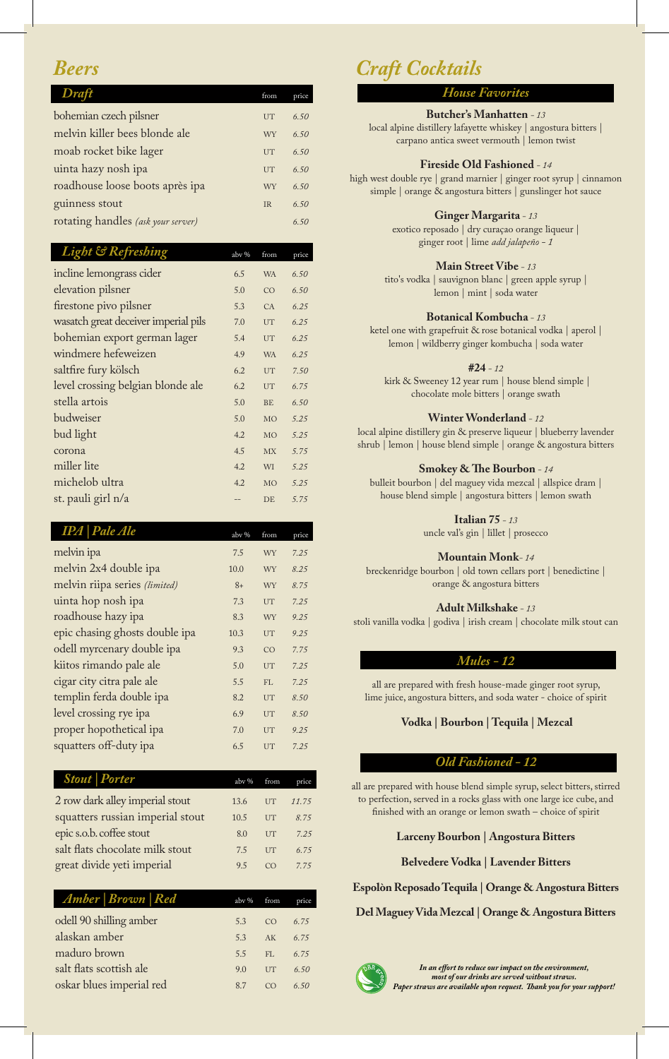# Beers

## Draft

| Draft | from | price |
|---|---|---|
| bohemian czech pilsner | UT | 6.50 |
| melvin killer bees blonde ale | WY | 6.50 |
| moab rocket bike lager | UT | 6.50 |
| uinta hazy nosh ipa | UT | 6.50 |
| roadhouse loose boots après ipa | WY | 6.50 |
| guinness stout | IR | 6.50 |
| rotating handles *(ask your server)* | | 6.50 |

## Light & Refreshing

| Light & Refreshing | abv % | from | price |
|---|---|---|---|
| incline lemongrass cider | 6.5 | WA | 6.50 |
| elevation pilsner | 5.0 | CO | 6.50 |
| firestone pivo pilsner | 5.3 | CA | 6.25 |
| wasatch great deceiver imperial pils | 7.0 | UT | 6.25 |
| bohemian export german lager | 5.4 | UT | 6.25 |
| windmere hefeweizen | 4.9 | WA | 6.25 |
| saltfire fury kölsch | 6.2 | UT | 7.50 |
| level crossing belgian blonde ale | 6.2 | UT | 6.75 |
| stella artois | 5.0 | BE | 6.50 |
| budweiser | 5.0 | MO | 5.25 |
| bud light | 4.2 | MO | 5.25 |
| corona | 4.5 | MX | 5.75 |
| miller lite | 4.2 | WI | 5.25 |
| michelob ultra | 4.2 | MO | 5.25 |
| st. pauli girl n/a | -- | DE | 5.75 |

## IPA | Pale Ale

| IPA \| Pale Ale | abv % | from | price |
|---|---|---|---|
| melvin ipa | 7.5 | WY | 7.25 |
| melvin 2x4 double ipa | 10.0 | WY | 8.25 |
| melvin riipa series *(limited)* | 8+ | WY | 8.75 |
| uinta hop nosh ipa | 7.3 | UT | 7.25 |
| roadhouse hazy ipa | 8.3 | WY | 9.25 |
| epic chasing ghosts double ipa | 10.3 | UT | 9.25 |
| odell myrcenary double ipa | 9.3 | CO | 7.75 |
| kiitos rimando pale ale | 5.0 | UT | 7.25 |
| cigar city citra pale ale | 5.5 | FL | 7.25 |
| templin ferda double ipa | 8.2 | UT | 8.50 |
| level crossing rye ipa | 6.9 | UT | 8.50 |
| proper hopothetical ipa | 7.0 | UT | 9.25 |
| squatters off-duty ipa | 6.5 | UT | 7.25 |

## Stout | Porter

| Stout \| Porter | abv % | from | price |
|---|---|---|---|
| 2 row dark alley imperial stout | 13.6 | UT | 11.75 |
| squatters russian imperial stout | 10.5 | UT | 8.75 |
| epic s.o.b. coffee stout | 8.0 | UT | 7.25 |
| salt flats chocolate milk stout | 7.5 | UT | 6.75 |
| great divide yeti imperial | 9.5 | CO | 7.75 |

## Amber | Brown | Red

| Amber \| Brown \| Red | abv % | from | price |
|---|---|---|---|
| odell 90 shilling amber | 5.3 | CO | 6.75 |
| alaskan amber | 5.3 | AK | 6.75 |
| maduro brown | 5.5 | FL | 6.75 |
| salt flats scottish ale | 9.0 | UT | 6.50 |
| oskar blues imperial red | 8.7 | CO | 6.50 |

# Craft Cocktails

## House Favorites

**Butcher's Manhatten** - *13*
local alpine distillery lafayette whiskey | angostura bitters | carpano antica sweet vermouth | lemon twist

**Fireside Old Fashioned** - *14*
high west double rye | grand marnier | ginger root syrup | cinnamon simple | orange & angostura bitters | gunslinger hot sauce

**Ginger Margarita** - *13*
exotico reposado | dry curaçao orange liqueur | ginger root | lime *add jalapeño - 1*

**Main Street Vibe** - *13*
tito's vodka | sauvignon blanc | green apple syrup | lemon | mint | soda water

**Botanical Kombucha** - *13*
ketel one with grapefruit & rose botanical vodka | aperol | lemon | wildberry ginger kombucha | soda water

**#24** - *12*
kirk & Sweeney 12 year rum | house blend simple | chocolate mole bitters | orange swath

**Winter Wonderland** - *12*
local alpine distillery gin & preserve liqueur | blueberry lavender shrub | lemon | house blend simple | orange & angostura bitters

**Smokey & The Bourbon** - *14*
bulleit bourbon | del maguey vida mezcal | allspice dram | house blend simple | angostura bitters | lemon swath

**Italian 75** - *13*
uncle val's gin | lillet | prosecco

**Mountain Monk** - *14*
breckenridge bourbon | old town cellars port | benedictine | orange & angostura bitters

**Adult Milkshake** - *13*
stoli vanilla vodka | godiva | irish cream | chocolate milk stout can

## Mules - 12

all are prepared with fresh house-made ginger root syrup, lime juice, angostura bitters, and soda water - choice of spirit

**Vodka | Bourbon | Tequila | Mezcal**

## Old Fashioned - 12

all are prepared with house blend simple syrup, select bitters, stirred to perfection, served in a rocks glass with one large ice cube, and finished with an orange or lemon swath – choice of spirit

**Larceny Bourbon | Angostura Bitters**

**Belvedere Vodka | Lavender Bitters**

**Espolòn Reposado Tequila | Orange & Angostura Bitters**

**Del Maguey Vida Mezcal | Orange & Angostura Bitters**

*In an effort to reduce our impact on the environment, most of our drinks are served without straws. Paper straws are available upon request. Thank you for your support!*